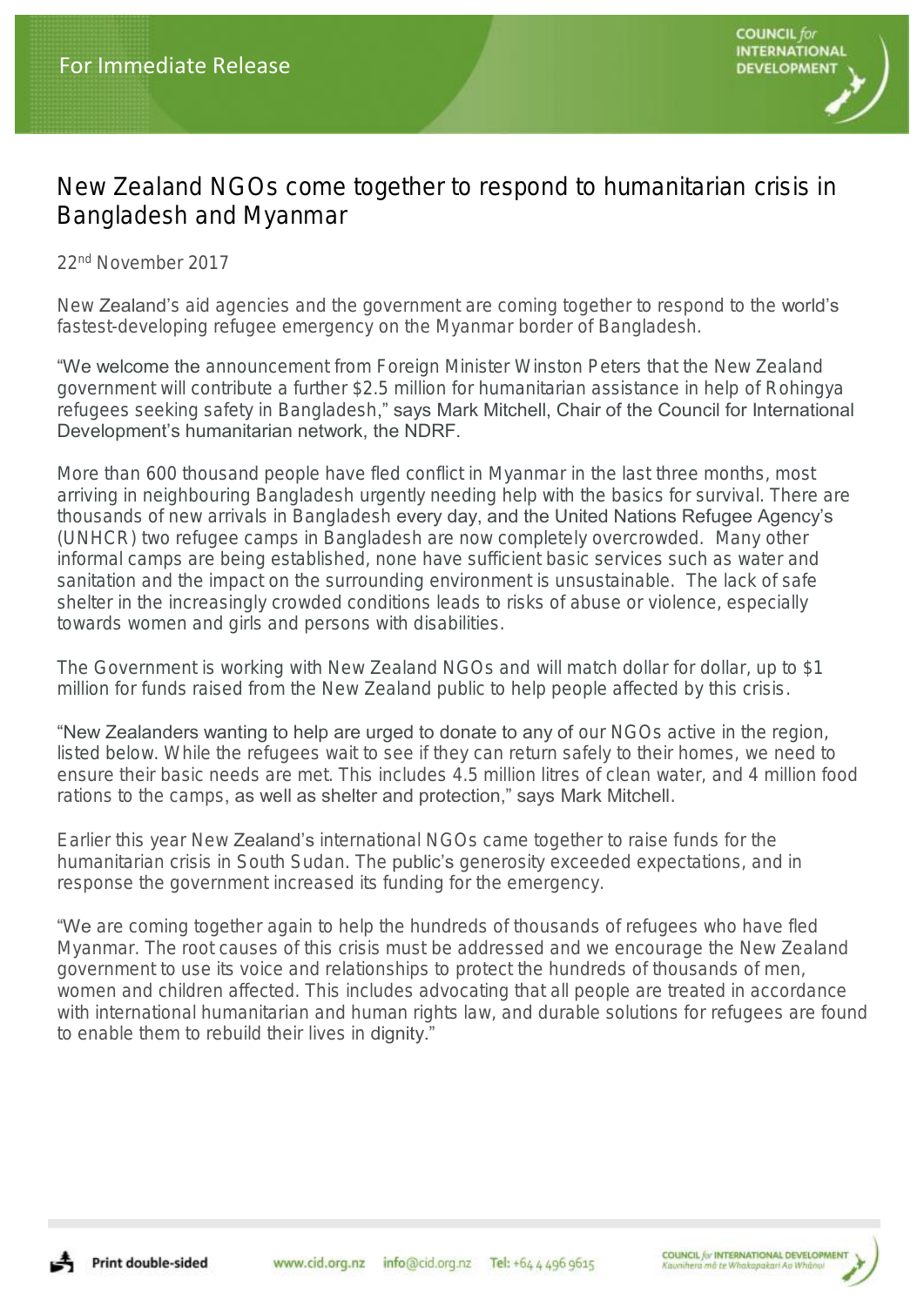For Immediate Release

# New Zealand NGOs come together to respond to humanitarian crisis in Bangladesh and Myanmar

22nd November 2017

New Zealand's aid agencies and the government are coming together to respond to the world's fastest-developing refugee emergency on the Myanmar border of Bangladesh.

"We welcome the announcement from Foreign Minister Winston Peters that the New Zealand government will contribute a further $2.5 million for humanitarian assistance in help of Rohingya refugees seeking safety in Bangladesh," says Mark Mitchell, Chair of the Council for International Development's humanitarian network, the NDRF.

More than 600 thousand people have fled conflict in Myanmar in the last three months, most arriving in neighbouring Bangladesh urgently needing help with the basics for survival. There are thousands of new arrivals in Bangladesh every day, and the United Nations Refugee Agency's (UNHCR) two refugee camps in Bangladesh are now completely overcrowded. Many other informal camps are being established, none have sufficient basic services such as water and sanitation and the impact on the surrounding environment is unsustainable. The lack of safe shelter in the increasingly crowded conditions leads to risks of abuse or violence, especially towards women and girls and persons with disabilities.

The Government is working with New Zealand NGOs and will match dollar for dollar, up to $1 million for funds raised from the New Zealand public to help people affected by this crisis.

"New Zealanders wanting to help are urged to donate to any of our NGOs active in the region, listed below. While the refugees wait to see if they can return safely to their homes, we need to ensure their basic needs are met. This includes 4.5 million litres of clean water, and 4 million food rations to the camps, as well as shelter and protection," says Mark Mitchell.

Earlier this year New Zealand's international NGOs came together to raise funds for the humanitarian crisis in South Sudan. The public's generosity exceeded expectations, and in response the government increased its funding for the emergency.

"We are coming together again to help the hundreds of thousands of refugees who have fled Myanmar. The root causes of this crisis must be addressed and we encourage the New Zealand government to use its voice and relationships to protect the hundreds of thousands of men, women and children affected. This includes advocating that all people are treated in accordance with international humanitarian and human rights law, and durable solutions for refugees are found to enable them to rebuild their lives in dignity."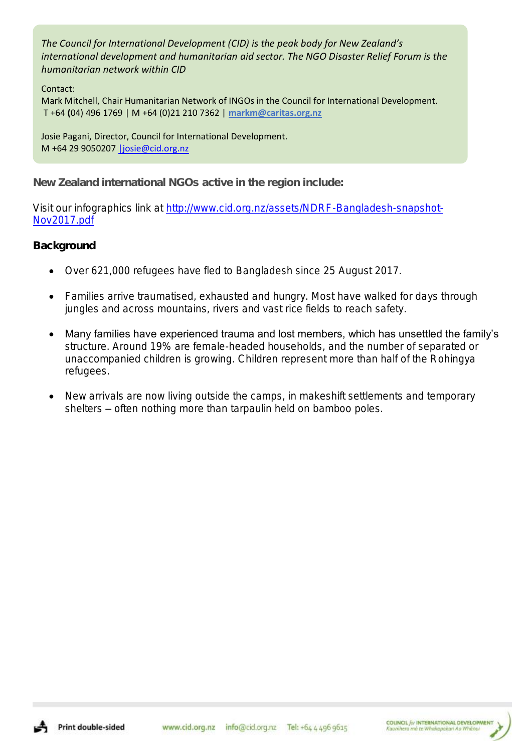*The Council for International Development (CID) is the peak body for New Zealand's international development and humanitarian aid sector. The NGO Disaster Relief Forum is the humanitarian network within CID*

Contact:
Mark Mitchell, Chair Humanitarian Network of INGOs in the Council for International Development.
T +64 (04) 496 1769 | M +64 (0)21 210 7362 | markm@caritas.org.nz

Josie Pagani, Director, Council for International Development.
M +64 29 9050207 Jjosie@cid.org.nz

## New Zealand international NGOs active in the region include:

Visit our infographics link at http://www.cid.org.nz/assets/NDRF-Bangladesh-snapshot-Nov2017.pdf

## Background

- Over 621,000 refugees have fled to Bangladesh since 25 August 2017.
- Families arrive traumatised, exhausted and hungry. Most have walked for days through jungles and across mountains, rivers and vast rice fields to reach safety.
- Many families have experienced trauma and lost members, which has unsettled the family's structure. Around 19% are female-headed households, and the number of separated or unaccompanied children is growing. Children represent more than half of the Rohingya refugees.
- New arrivals are now living outside the camps, in makeshift settlements and temporary shelters – often nothing more than tarpaulin held on bamboo poles.